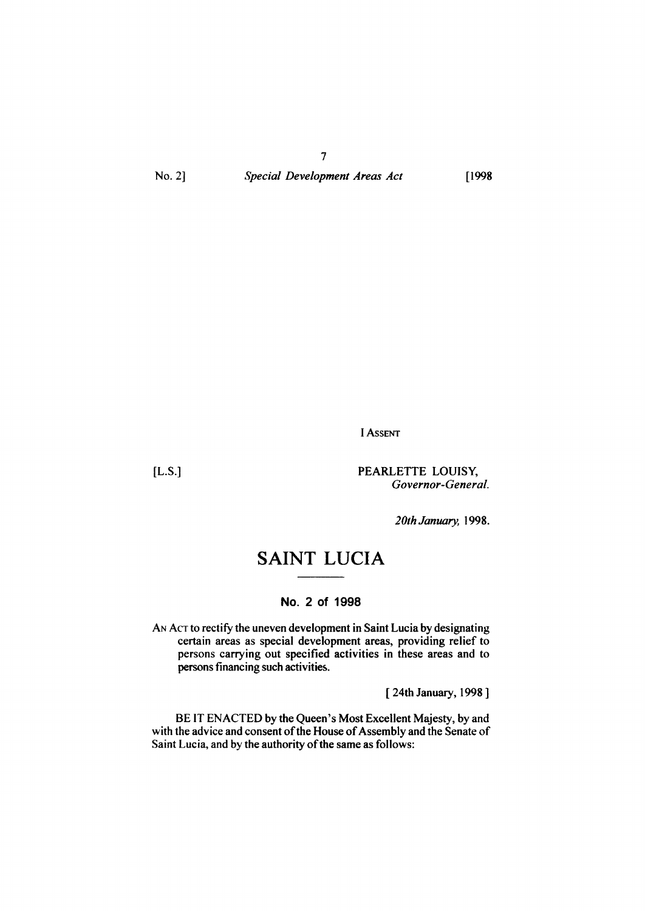I ASSENT

[L.S.]

PEARLETTE LOUISY,
*Governor-General.*

*20th January,* 1998.

# SAINT LUCIA

## No. 2 of 1998

AN ACT to rectify the uneven development in Saint Lucia by designating certain areas as special development areas, providing relief to persons carrying out specified activities in these areas and to persons financing such activities.

[ 24th January, 1998 ]

BE IT ENACTED by the Queen's Most Excellent Majesty, by and with the advice and consent of the House of Assembly and the Senate of Saint Lucia, and by the authority of the same as follows: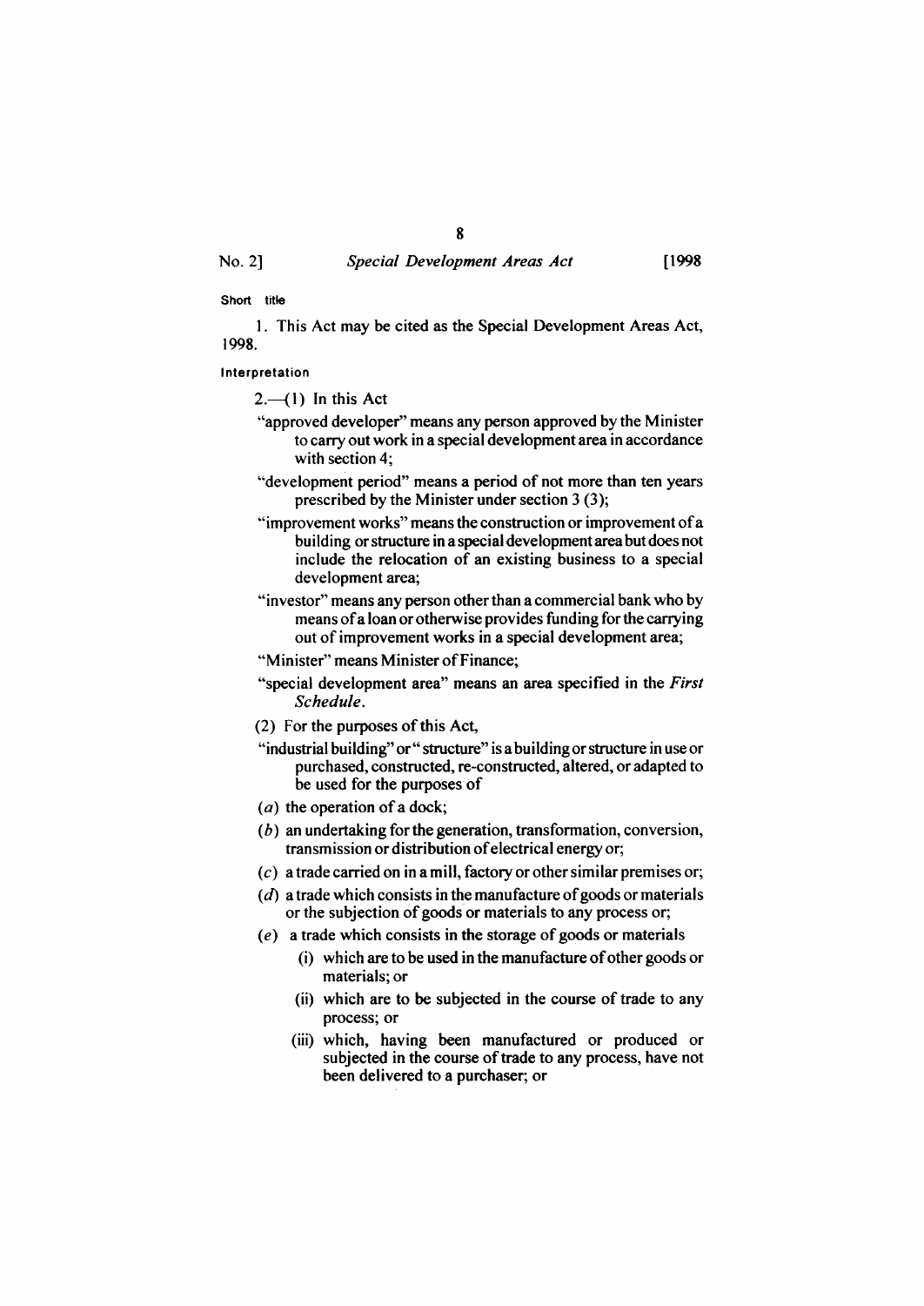**Short title**

1. This Act may be cited as the Special Development Areas Act, 1998.

**Interpretation**

2.—(1) In this Act

"approved developer" means any person approved by the Minister to carry out work in a special development area in accordance with section 4;

"development period" means a period of not more than ten years prescribed by the Minister under section 3 (3);

"improvement works" means the construction or improvement of a building or structure in a special development area but does not include the relocation of an existing business to a special development area;

"investor" means any person other than a commercial bank who by means of a loan or otherwise provides funding for the carrying out of improvement works in a special development area;

"Minister" means Minister of Finance;

"special development area" means an area specified in the *First Schedule*.

(2) For the purposes of this Act,

"industrial building" or " structure" is a building or structure in use or purchased, constructed, re-constructed, altered, or adapted to be used for the purposes of

(*a*) the operation of a dock;

(*b*) an undertaking for the generation, transformation, conversion, transmission or distribution of electrical energy or;

(*c*) a trade carried on in a mill, factory or other similar premises or;

(*d*) a trade which consists in the manufacture of goods or materials or the subjection of goods or materials to any process or;

(*e*) a trade which consists in the storage of goods or materials

- (i) which are to be used in the manufacture of other goods or materials; or
- (ii) which are to be subjected in the course of trade to any process; or
- (iii) which, having been manufactured or produced or subjected in the course of trade to any process, have not been delivered to a purchaser; or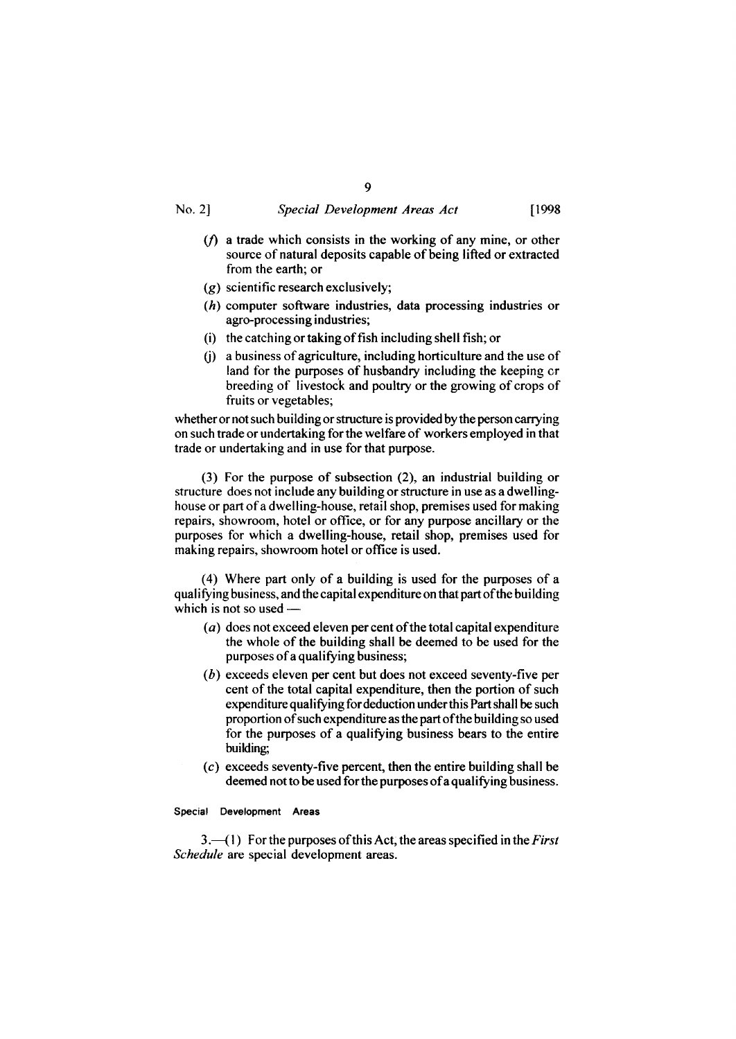(*f*) a trade which consists in the working of any mine, or other source of natural deposits capable of being lifted or extracted from the earth; or

(*g*) scientific research exclusively;

(*h*) computer software industries, data processing industries or agro-processing industries;

(i) the catching or taking of fish including shell fish; or

(j) a business of agriculture, including horticulture and the use of land for the purposes of husbandry including the keeping or breeding of livestock and poultry or the growing of crops of fruits or vegetables;

whether or not such building or structure is provided by the person carrying on such trade or undertaking for the welfare of workers employed in that trade or undertaking and in use for that purpose.

(3) For the purpose of subsection (2), an industrial building or structure does not include any building or structure in use as a dwelling-house or part of a dwelling-house, retail shop, premises used for making repairs, showroom, hotel or office, or for any purpose ancillary or the purposes for which a dwelling-house, retail shop, premises used for making repairs, showroom hotel or office is used.

(4) Where part only of a building is used for the purposes of a qualifying business, and the capital expenditure on that part of the building which is not so used —

(*a*) does not exceed eleven per cent of the total capital expenditure the whole of the building shall be deemed to be used for the purposes of a qualifying business;

(*b*) exceeds eleven per cent but does not exceed seventy-five per cent of the total capital expenditure, then the portion of such expenditure qualifying for deduction under this Part shall be such proportion of such expenditure as the part of the building so used for the purposes of a qualifying business bears to the entire building;

(*c*) exceeds seventy-five percent, then the entire building shall be deemed not to be used for the purposes of a qualifying business.

Special Development Areas

3.—(1) For the purposes of this Act, the areas specified in the *First Schedule* are special development areas.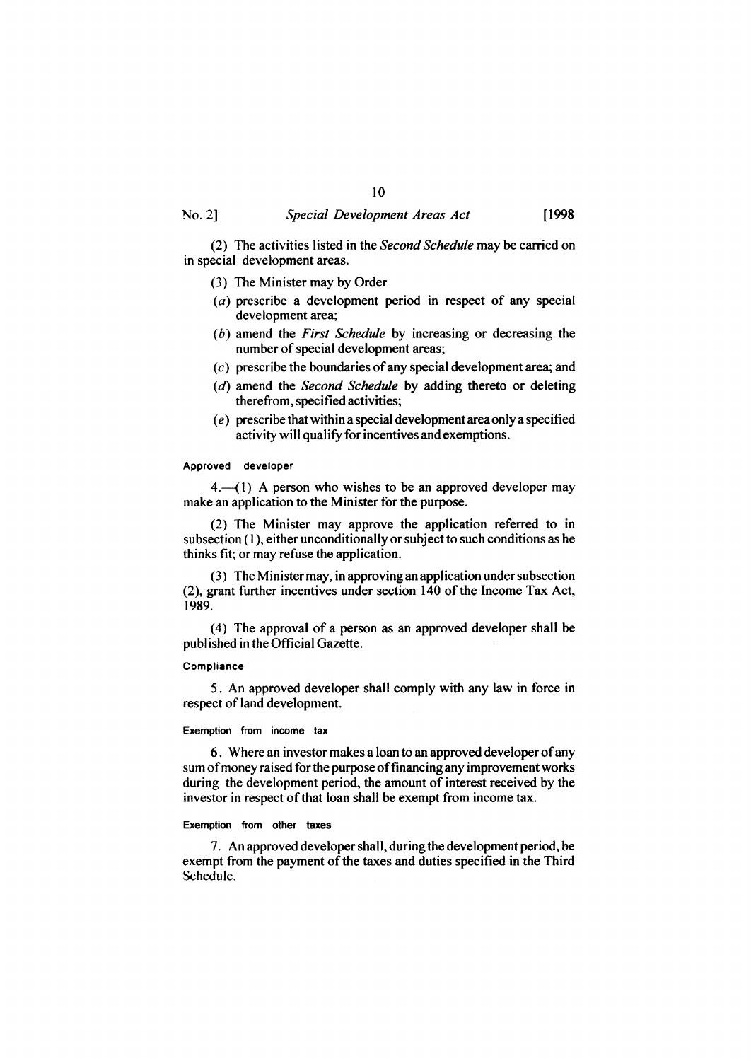(2) The activities listed in the *Second Schedule* may be carried on in special development areas.

(3) The Minister may by Order

(*a*) prescribe a development period in respect of any special development area;

(*b*) amend the *First Schedule* by increasing or decreasing the number of special development areas;

(*c*) prescribe the boundaries of any special development area; and

(*d*) amend the *Second Schedule* by adding thereto or deleting therefrom, specified activities;

(*e*) prescribe that within a special development area only a specified activity will qualify for incentives and exemptions.

###### Approved developer

4.—(1) A person who wishes to be an approved developer may make an application to the Minister for the purpose.

(2) The Minister may approve the application referred to in subsection (1), either unconditionally or subject to such conditions as he thinks fit; or may refuse the application.

(3) The Minister may, in approving an application under subsection (2), grant further incentives under section 140 of the Income Tax Act, 1989.

(4) The approval of a person as an approved developer shall be published in the Official Gazette.

###### Compliance

5. An approved developer shall comply with any law in force in respect of land development.

###### Exemption from income tax

6. Where an investor makes a loan to an approved developer of any sum of money raised for the purpose of financing any improvement works during the development period, the amount of interest received by the investor in respect of that loan shall be exempt from income tax.

###### Exemption from other taxes

7. An approved developer shall, during the development period, be exempt from the payment of the taxes and duties specified in the Third Schedule.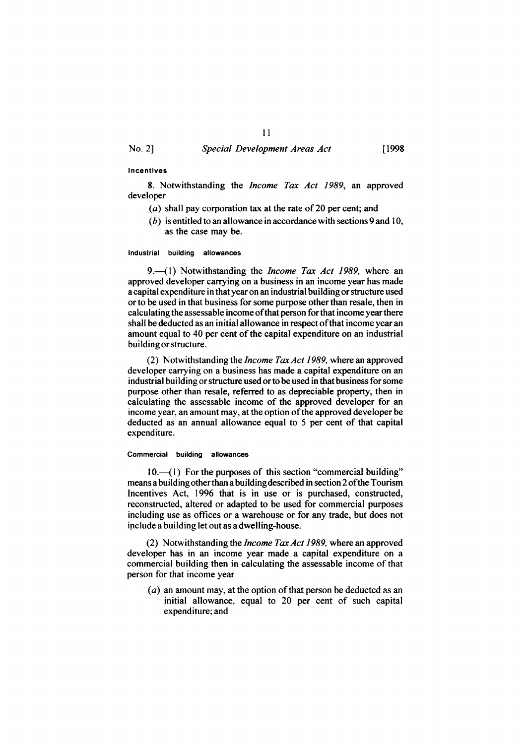**Incentives**

8. Notwithstanding the *Income Tax Act 1989*, an approved developer

(*a*) shall pay corporation tax at the rate of 20 per cent; and

(*b*) is entitled to an allowance in accordance with sections 9 and 10, as the case may be.

**Industrial building allowances**

9.—(1) Notwithstanding the *Income Tax Act 1989*, where an approved developer carrying on a business in an income year has made a capital expenditure in that year on an industrial building or structure used or to be used in that business for some purpose other than resale, then in calculating the assessable income of that person for that income year there shall be deducted as an initial allowance in respect of that income year an amount equal to 40 per cent of the capital expenditure on an industrial building or structure.

(2) Notwithstanding the *Income Tax Act 1989*, where an approved developer carrying on a business has made a capital expenditure on an industrial building or structure used or to be used in that business for some purpose other than resale, referred to as depreciable property, then in calculating the assessable income of the approved developer for an income year, an amount may, at the option of the approved developer be deducted as an annual allowance equal to 5 per cent of that capital expenditure.

**Commercial building allowances**

10.—(1) For the purposes of this section "commercial building" means a building other than a building described in section 2 of the Tourism Incentives Act, 1996 that is in use or is purchased, constructed, reconstructed, altered or adapted to be used for commercial purposes including use as offices or a warehouse or for any trade, but does not include a building let out as a dwelling-house.

(2) Notwithstanding the *Income Tax Act 1989*, where an approved developer has in an income year made a capital expenditure on a commercial building then in calculating the assessable income of that person for that income year

(*a*) an amount may, at the option of that person be deducted as an initial allowance, equal to 20 per cent of such capital expenditure; and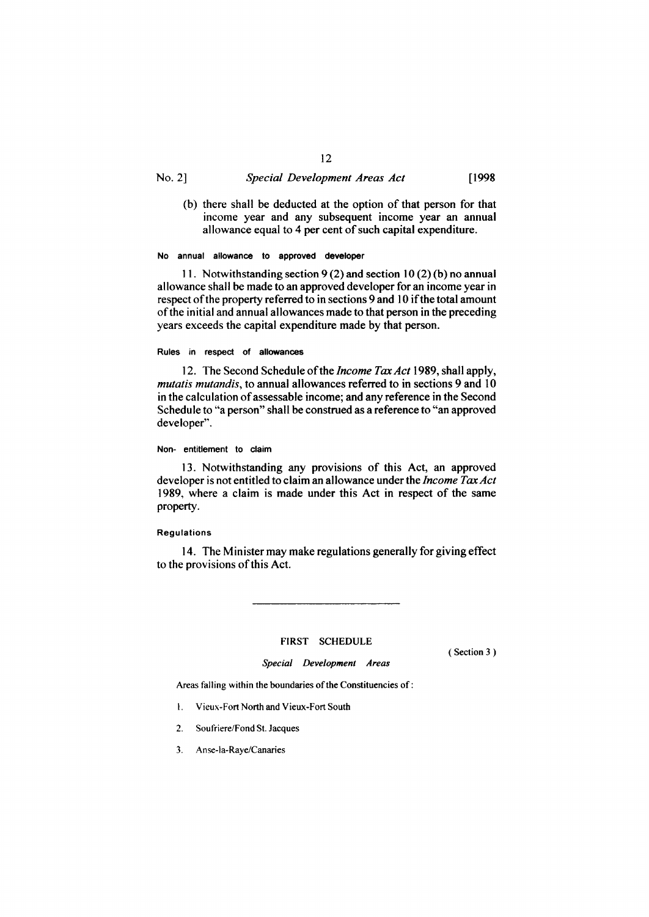(b) there shall be deducted at the option of that person for that income year and any subsequent income year an annual allowance equal to 4 per cent of such capital expenditure.

**No annual allowance to approved developer**

11. Notwithstanding section 9 (2) and section 10 (2) (b) no annual allowance shall be made to an approved developer for an income year in respect of the property referred to in sections 9 and 10 if the total amount of the initial and annual allowances made to that person in the preceding years exceeds the capital expenditure made by that person.

**Rules in respect of allowances**

12. The Second Schedule of the *Income Tax Act* 1989, shall apply, *mutatis mutandis*, to annual allowances referred to in sections 9 and 10 in the calculation of assessable income; and any reference in the Second Schedule to "a person" shall be construed as a reference to "an approved developer".

**Non- entitlement to claim**

13. Notwithstanding any provisions of this Act, an approved developer is not entitled to claim an allowance under the *Income Tax Act* 1989, where a claim is made under this Act in respect of the same property.

**Regulations**

14. The Minister may make regulations generally for giving effect to the provisions of this Act.

---

## FIRST SCHEDULE

( Section 3 )

*Special Development Areas*

Areas falling within the boundaries of the Constituencies of :

1. Vieux-Fort North and Vieux-Fort South
2. Soufriere/Fond St. Jacques
3. Anse-la-Raye/Canaries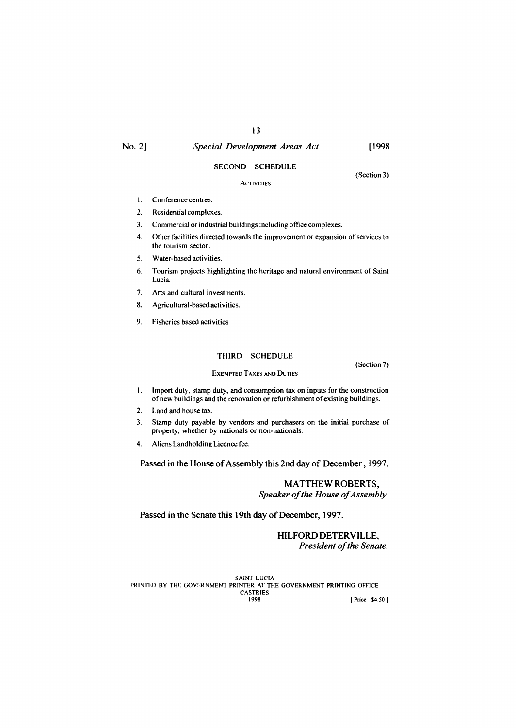## SECOND SCHEDULE

(Section 3)

ACTIVITIES

1. Conference centres.
2. Residential complexes.
3. Commercial or industrial buildings including office complexes.
4. Other facilities directed towards the improvement or expansion of services to the tourism sector.
5. Water-based activities.
6. Tourism projects highlighting the heritage and natural environment of Saint Lucia.
7. Arts and cultural investments.
8. Agricultural-based activities.
9. Fisheries based activities

## THIRD SCHEDULE

(Section 7)

EXEMPTED TAXES AND DUTIES

1. Import duty, stamp duty, and consumption tax on inputs for the construction of new buildings and the renovation or refurbishment of existing buildings.
2. Land and house tax.
3. Stamp duty payable by vendors and purchasers on the initial purchase of property, whether by nationals or non-nationals.
4. Aliens Landholding Licence fee.

Passed in the House of Assembly this 2nd day of December, 1997.

MATTHEW ROBERTS,
*Speaker of the House of Assembly.*

Passed in the Senate this 19th day of December, 1997.

HILFORD DETERVILLE,
*President of the Senate.*

SAINT LUCIA
PRINTED BY THE GOVERNMENT PRINTER AT THE GOVERNMENT PRINTING OFFICE
CASTRIES
1998

[ Price : $4.50 ]